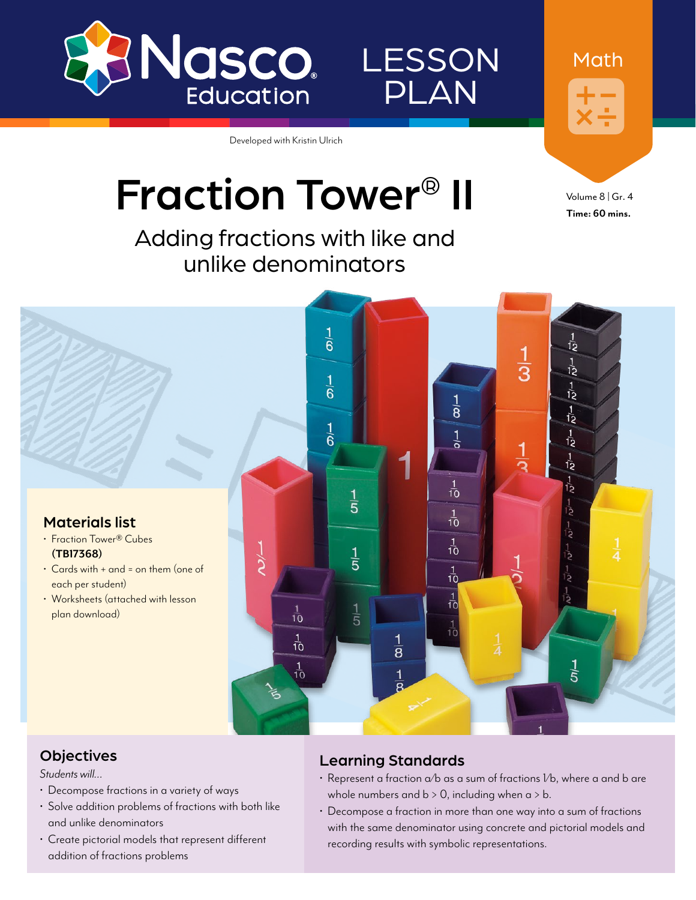Nasco Education

LESSON PLAN

Math

Developed with Kristin Ulrich

# Fraction Tower® II

## Adding fractions with like and unlike denominators

Volume 8 | Gr. 4

**Time: 60 mins.**

### Materials list

- Fraction Tower® Cubes **(TB17368)**
- Cards with + and = on them (one of each per student)
- Worksheets (attached with lesson plan download)

### Objectives

*Students will…*

- Decompose fractions in a variety of ways
- Solve addition problems of fractions with both like and unlike denominators
- Create pictorial models that represent different addition of fractions problems

### Learning Standards

- Represent a fraction $a/b$ as a sum of fractions $1/b$, where a and b are whole numbers and $b > 0$, including when $a > b$.
- Decompose a fraction in more than one way into a sum of fractions with the same denominator using concrete and pictorial models and recording results with symbolic representations.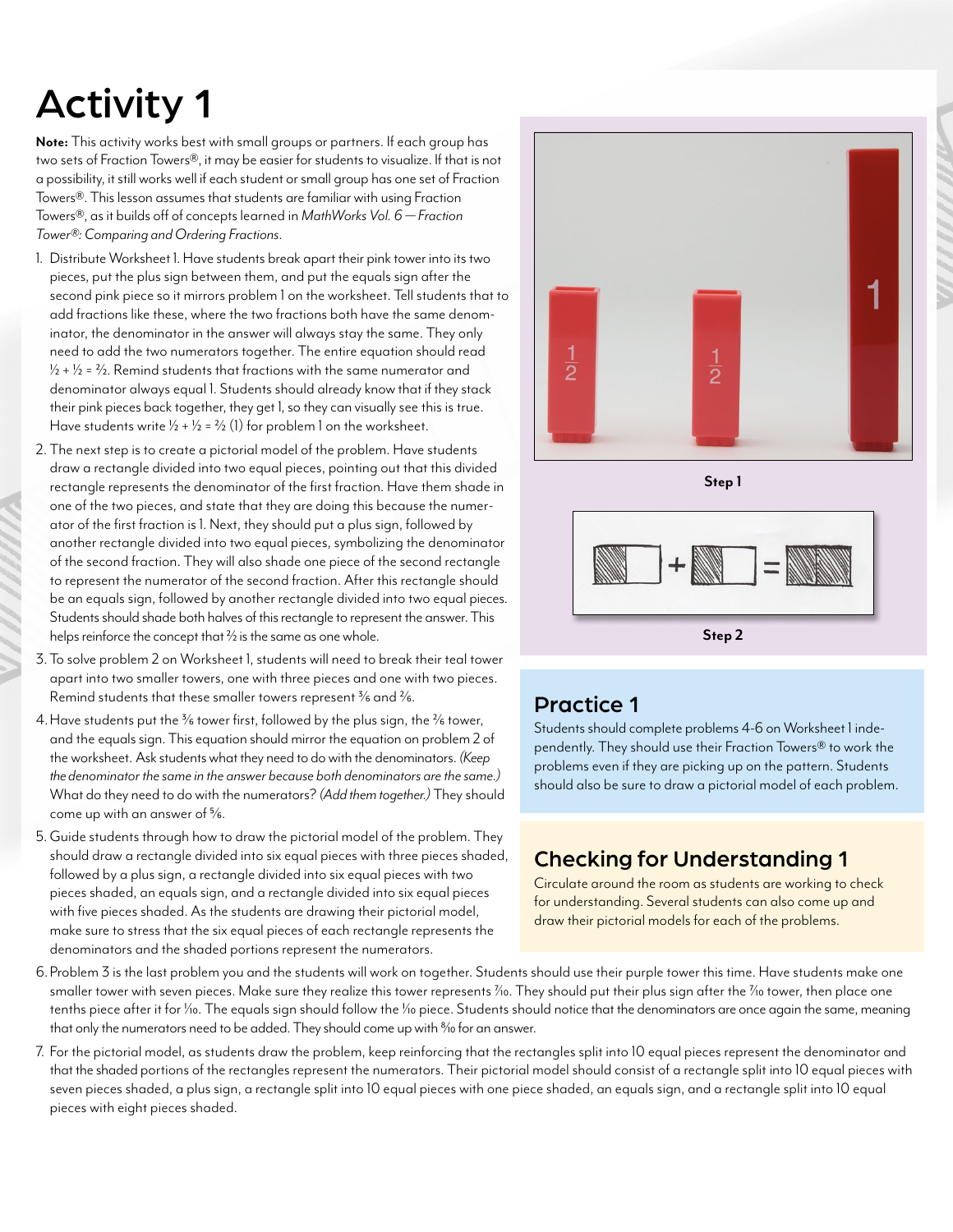# Activity 1

**Note:** This activity works best with small groups or partners. If each group has two sets of Fraction Towers®, it may be easier for students to visualize. If that is not a possibility, it still works well if each student or small group has one set of Fraction Towers®. This lesson assumes that students are familiar with using Fraction Towers®, as it builds off of concepts learned in *MathWorks Vol. 6 — Fraction Tower®: Comparing and Ordering Fractions*.

1. Distribute Worksheet 1. Have students break apart their pink tower into its two pieces, put the plus sign between them, and put the equals sign after the second pink piece so it mirrors problem 1 on the worksheet. Tell students that to add fractions like these, where the two fractions both have the same denominator, the denominator in the answer will always stay the same. They only need to add the two numerators together. The entire equation should read $\frac{1}{2} + \frac{1}{2} = \frac{2}{2}$. Remind students that fractions with the same numerator and denominator always equal 1. Students should already know that if they stack their pink pieces back together, they get 1, so they can visually see this is true. Have students write $\frac{1}{2} + \frac{1}{2} = \frac{2}{2}$ (1) for problem 1 on the worksheet.
2. The next step is to create a pictorial model of the problem. Have students draw a rectangle divided into two equal pieces, pointing out that this divided rectangle represents the denominator of the first fraction. Have them shade in one of the two pieces, and state that they are doing this because the numerator of the first fraction is 1. Next, they should put a plus sign, followed by another rectangle divided into two equal pieces, symbolizing the denominator of the second fraction. They will also shade one piece of the second rectangle to represent the numerator of the second fraction. After this rectangle should be an equals sign, followed by another rectangle divided into two equal pieces. Students should shade both halves of this rectangle to represent the answer. This helps reinforce the concept that $\frac{2}{2}$ is the same as one whole.
3. To solve problem 2 on Worksheet 1, students will need to break their teal tower apart into two smaller towers, one with three pieces and one with two pieces. Remind students that these smaller towers represent $\frac{3}{6}$ and $\frac{2}{6}$.
4. Have students put the $\frac{3}{6}$ tower first, followed by the plus sign, the $\frac{2}{6}$ tower, and the equals sign. This equation should mirror the equation on problem 2 of the worksheet. Ask students what they need to do with the denominators. *(Keep the denominator the same in the answer because both denominators are the same.)* What do they need to do with the numerators? *(Add them together.)* They should come up with an answer of $\frac{5}{6}$.
5. Guide students through how to draw the pictorial model of the problem. They should draw a rectangle divided into six equal pieces with three pieces shaded, followed by a plus sign, a rectangle divided into six equal pieces with two pieces shaded, an equals sign, and a rectangle divided into six equal pieces with five pieces shaded. As the students are drawing their pictorial model, make sure to stress that the six equal pieces of each rectangle represents the denominators and the shaded portions represent the numerators.
6. Problem 3 is the last problem you and the students will work on together. Students should use their purple tower this time. Have students make one smaller tower with seven pieces. Make sure they realize this tower represents $\frac{7}{10}$. They should put their plus sign after the $\frac{7}{10}$ tower, then place one tenths piece after it for $\frac{1}{10}$. The equals sign should follow the $\frac{1}{10}$ piece. Students should notice that the denominators are once again the same, meaning that only the numerators need to be added. They should come up with $\frac{8}{10}$ for an answer.
7. For the pictorial model, as students draw the problem, keep reinforcing that the rectangles split into 10 equal pieces represent the denominator and that the shaded portions of the rectangles represent the numerators. Their pictorial model should consist of a rectangle split into 10 equal pieces with seven pieces shaded, a plus sign, a rectangle split into 10 equal pieces with one piece shaded, an equals sign, and a rectangle split into 10 equal pieces with eight pieces shaded.

Step 1

Step 2

## Practice 1

Students should complete problems 4-6 on Worksheet 1 independently. They should use their Fraction Towers® to work the problems even if they are picking up on the pattern. Students should also be sure to draw a pictorial model of each problem.

## Checking for Understanding 1

Circulate around the room as students are working to check for understanding. Several students can also come up and draw their pictorial models for each of the problems.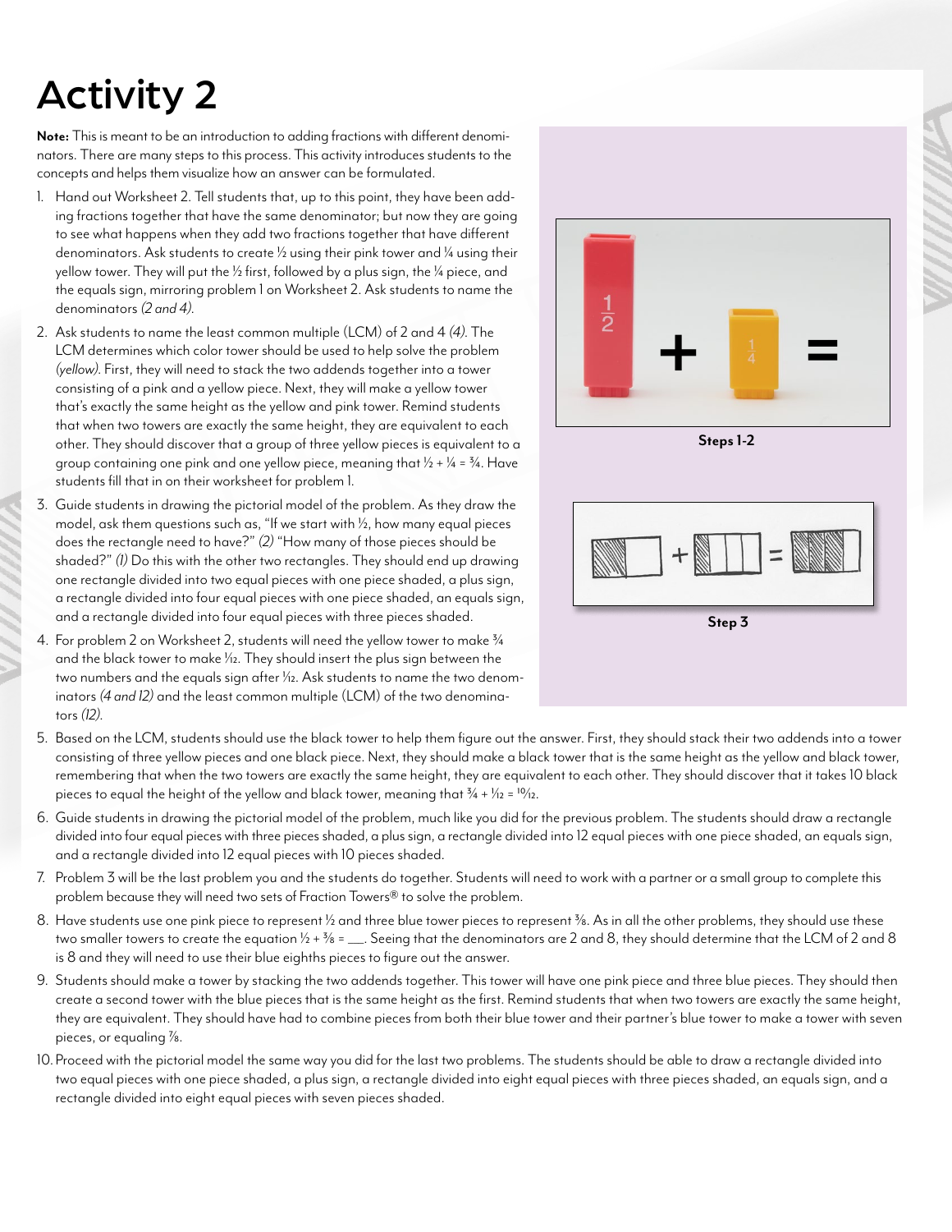# Activity 2

**Note:** This is meant to be an introduction to adding fractions with different denominators. There are many steps to this process. This activity introduces students to the concepts and helps them visualize how an answer can be formulated.

1. Hand out Worksheet 2. Tell students that, up to this point, they have been adding fractions together that have the same denominator; but now they are going to see what happens when they add two fractions together that have different denominators. Ask students to create $\frac{1}{2}$ using their pink tower and $\frac{1}{4}$ using their yellow tower. They will put the $\frac{1}{2}$ first, followed by a plus sign, the $\frac{1}{4}$ piece, and the equals sign, mirroring problem 1 on Worksheet 2. Ask students to name the denominators *(2 and 4)*.
2. Ask students to name the least common multiple (LCM) of 2 and 4 *(4)*. The LCM determines which color tower should be used to help solve the problem *(yellow)*. First, they will need to stack the two addends together into a tower consisting of a pink and a yellow piece. Next, they will make a yellow tower that's exactly the same height as the yellow and pink tower. Remind students that when two towers are exactly the same height, they are equivalent to each other. They should discover that a group of three yellow pieces is equivalent to a group containing one pink and one yellow piece, meaning that $\frac{1}{2} + \frac{1}{4} = \frac{3}{4}$. Have students fill that in on their worksheet for problem 1.
3. Guide students in drawing the pictorial model of the problem. As they draw the model, ask them questions such as, "If we start with $\frac{1}{2}$, how many equal pieces does the rectangle need to have?" *(2)* "How many of those pieces should be shaded?" *(1)* Do this with the other two rectangles. They should end up drawing one rectangle divided into two equal pieces with one piece shaded, a plus sign, a rectangle divided into four equal pieces with one piece shaded, an equals sign, and a rectangle divided into four equal pieces with three pieces shaded.
4. For problem 2 on Worksheet 2, students will need the yellow tower to make $\frac{3}{4}$ and the black tower to make $\frac{1}{12}$. They should insert the plus sign between the two numbers and the equals sign after $\frac{1}{12}$. Ask students to name the two denominators *(4 and 12)* and the least common multiple (LCM) of the two denominators *(12)*.
5. Based on the LCM, students should use the black tower to help them figure out the answer. First, they should stack their two addends into a tower consisting of three yellow pieces and one black piece. Next, they should make a black tower that is the same height as the yellow and black tower, remembering that when the two towers are exactly the same height, they are equivalent to each other. They should discover that it takes 10 black pieces to equal the height of the yellow and black tower, meaning that $\frac{3}{4} + \frac{1}{12} = \frac{10}{12}$.
6. Guide students in drawing the pictorial model of the problem, much like you did for the previous problem. The students should draw a rectangle divided into four equal pieces with three pieces shaded, a plus sign, a rectangle divided into 12 equal pieces with one piece shaded, an equals sign, and a rectangle divided into 12 equal pieces with 10 pieces shaded.
7. Problem 3 will be the last problem you and the students do together. Students will need to work with a partner or a small group to complete this problem because they will need two sets of Fraction Towers® to solve the problem.
8. Have students use one pink piece to represent $\frac{1}{2}$ and three blue tower pieces to represent $\frac{3}{8}$. As in all the other problems, they should use these two smaller towers to create the equation $\frac{1}{2} + \frac{3}{8} =$ ___. Seeing that the denominators are 2 and 8, they should determine that the LCM of 2 and 8 is 8 and they will need to use their blue eighths pieces to figure out the answer.
9. Students should make a tower by stacking the two addends together. This tower will have one pink piece and three blue pieces. They should then create a second tower with the blue pieces that is the same height as the first. Remind students that when two towers are exactly the same height, they are equivalent. They should have had to combine pieces from both their blue tower and their partner's blue tower to make a tower with seven pieces, or equaling $\frac{7}{8}$.
10. Proceed with the pictorial model the same way you did for the last two problems. The students should be able to draw a rectangle divided into two equal pieces with one piece shaded, a plus sign, a rectangle divided into eight equal pieces with three pieces shaded, an equals sign, and a rectangle divided into eight equal pieces with seven pieces shaded.

**Steps 1-2**

**Step 3**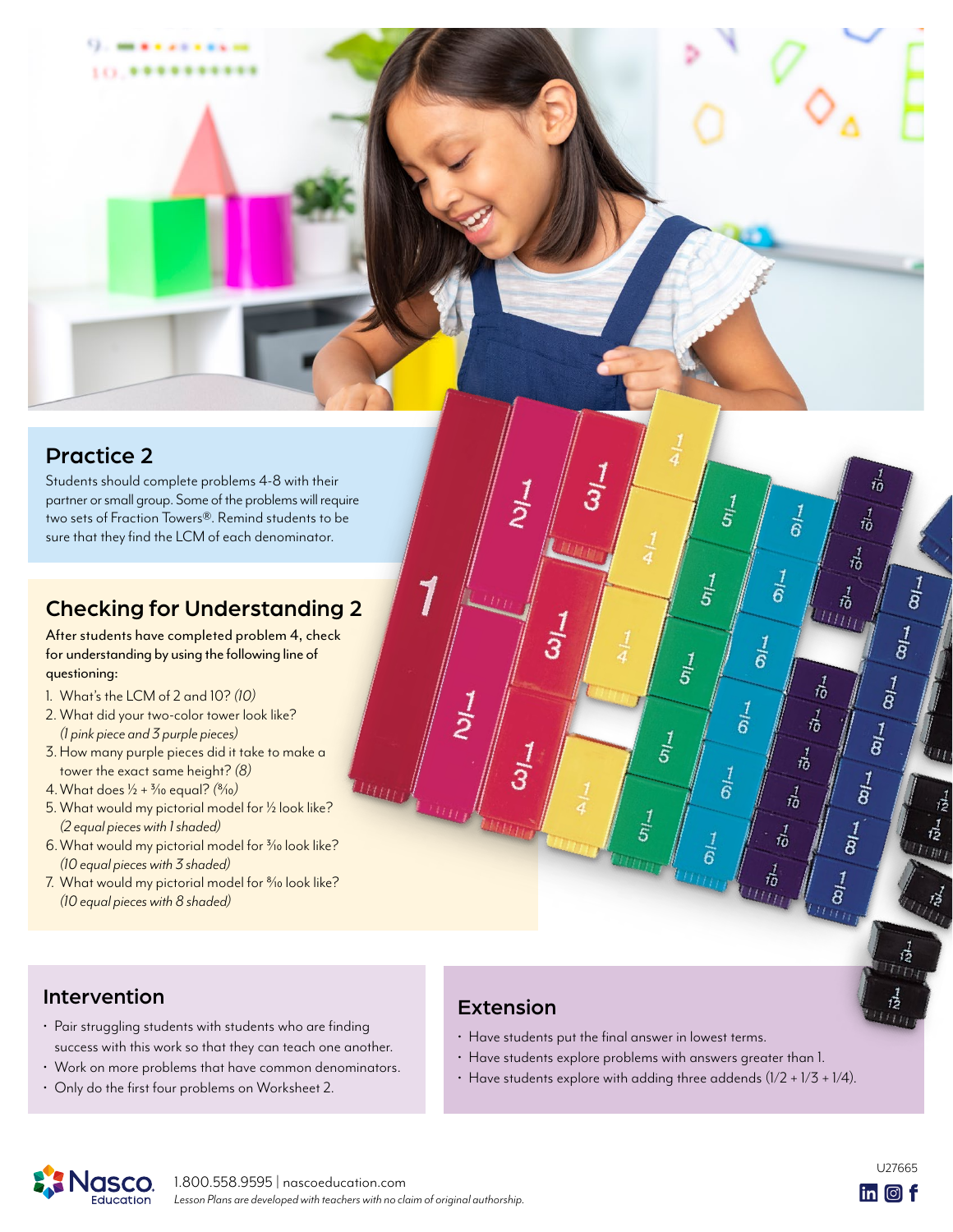## Practice 2

Students should complete problems 4-8 with their partner or small group. Some of the problems will require two sets of Fraction Towers®. Remind students to be sure that they find the LCM of each denominator.

## Checking for Understanding 2

After students have completed problem 4, check for understanding by using the following line of questioning:

1. What's the LCM of 2 and 10? *(10)*
2. What did your two-color tower look like? *(1 pink piece and 3 purple pieces)*
3. How many purple pieces did it take to make a tower the exact same height? *(8)*
4. What does $\frac{1}{2} + \frac{3}{10}$ equal? *($\frac{8}{10}$)*
5. What would my pictorial model for $\frac{1}{2}$ look like? *(2 equal pieces with 1 shaded)*
6. What would my pictorial model for $\frac{3}{10}$ look like? *(10 equal pieces with 3 shaded)*
7. What would my pictorial model for $\frac{8}{10}$ look like? *(10 equal pieces with 8 shaded)*

## Intervention

- Pair struggling students with students who are finding success with this work so that they can teach one another.
- Work on more problems that have common denominators.
- Only do the first four problems on Worksheet 2.

## Extension

- Have students put the final answer in lowest terms.
- Have students explore problems with answers greater than 1.
- Have students explore with adding three addends (1/2 + 1/3 + 1/4).

1.800.558.9595 | nascoeducation.com

*Lesson Plans are developed with teachers with no claim of original authorship.*

U27665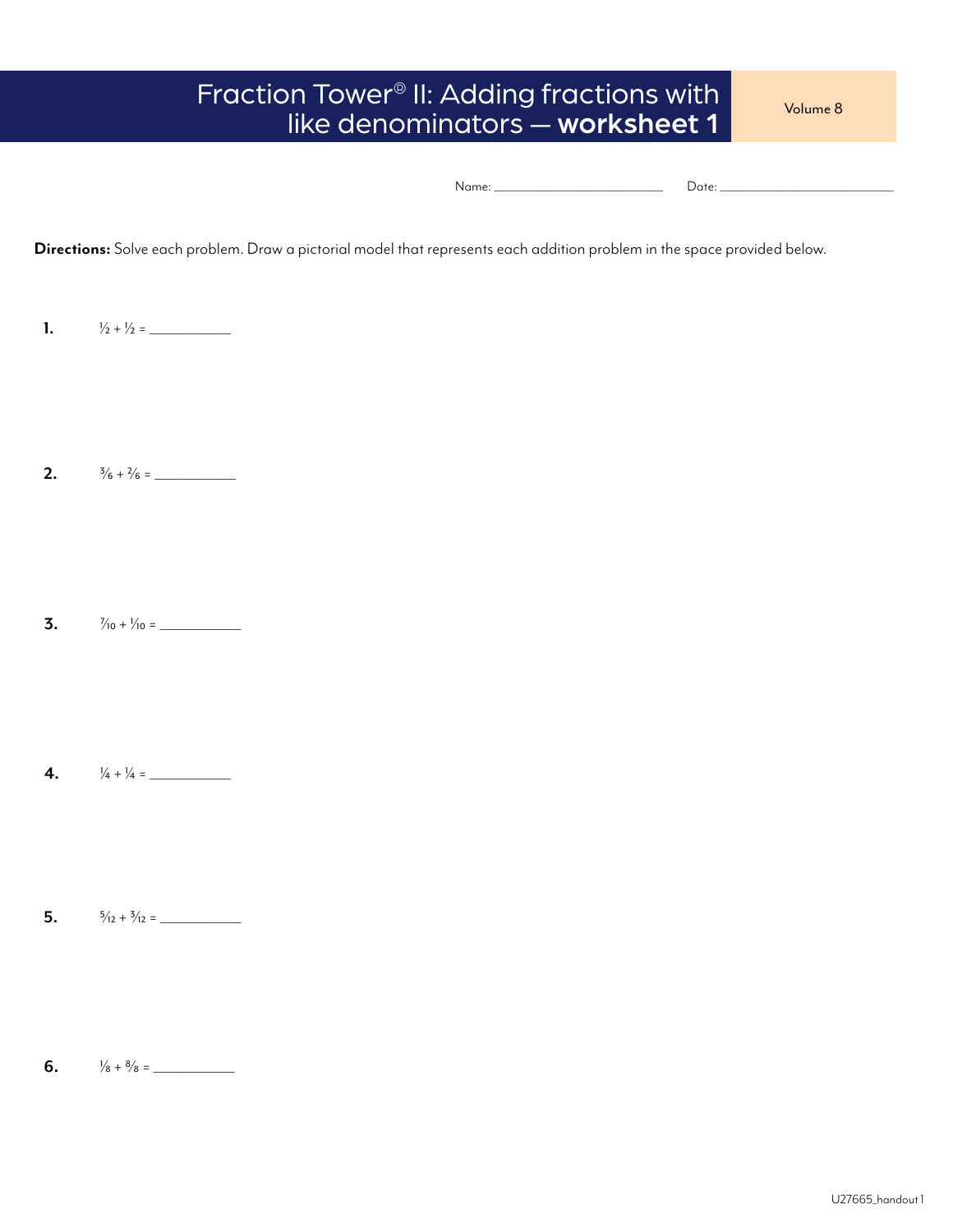# Fraction Tower® II: Adding fractions with like denominators — **worksheet 1**

Volume 8

Name: ________________________ Date: ________________________

**Directions:** Solve each problem. Draw a pictorial model that represents each addition problem in the space provided below.

**1.** $\frac{1}{2} + \frac{1}{2} =$ ___________

**2.** $\frac{3}{6} + \frac{2}{6} =$ ___________

**3.** $\frac{7}{10} + \frac{1}{10} =$ ___________

**4.** $\frac{1}{4} + \frac{1}{4} =$ ___________

**5.** $\frac{5}{12} + \frac{3}{12} =$ ___________

**6.** $\frac{1}{8} + \frac{8}{8} =$ ___________

U27665_handout 1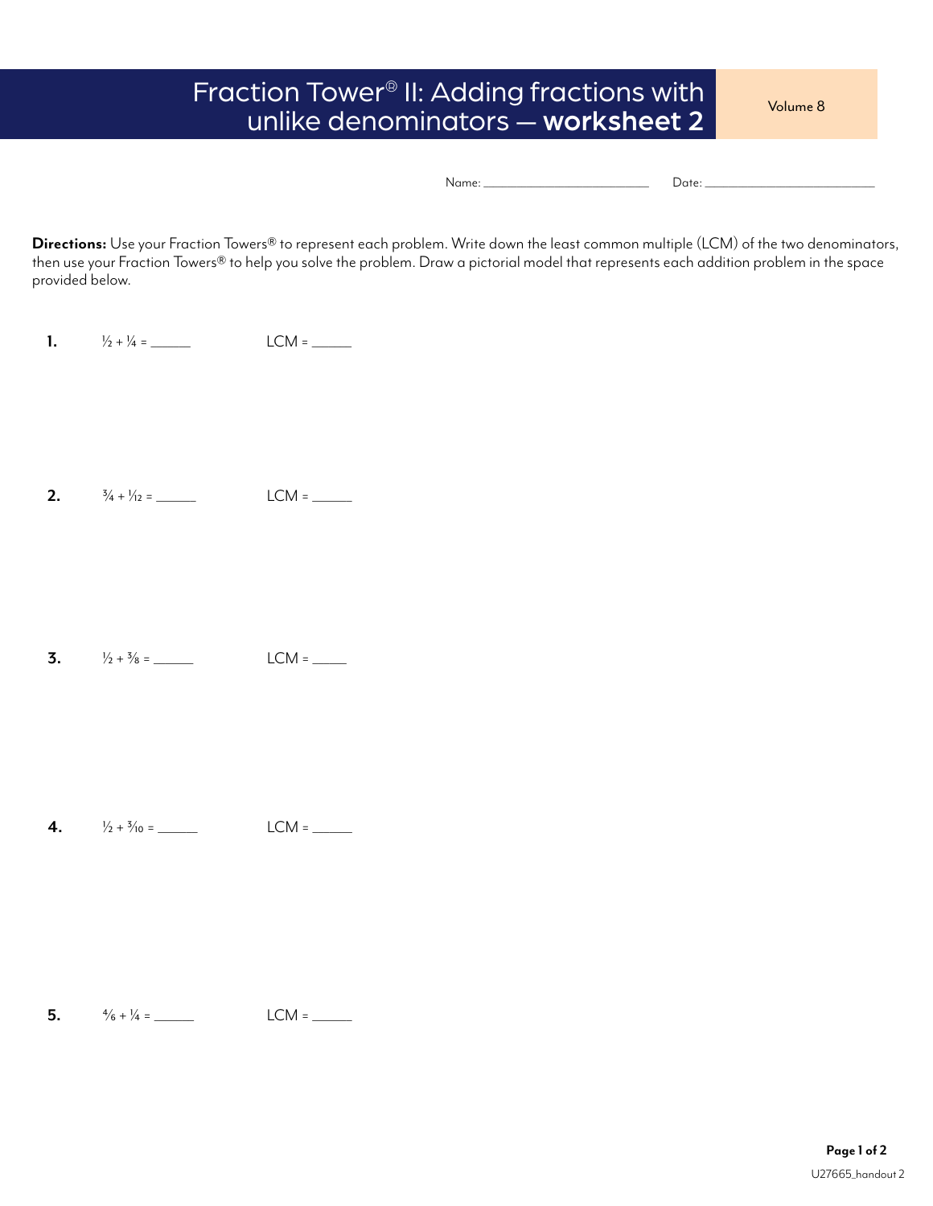# Fraction Tower® II: Adding fractions with unlike denominators — **worksheet 2**

Volume 8

Name: ______________________ Date: ______________________

**Directions:** Use your Fraction Towers® to represent each problem. Write down the least common multiple (LCM) of the two denominators, then use your Fraction Towers® to help you solve the problem. Draw a pictorial model that represents each addition problem in the space provided below.

**1.** $\frac{1}{2} + \frac{1}{4}$ = ______ LCM = ______

**2.** $\frac{3}{4} + \frac{1}{12}$ = ______ LCM = ______

**3.** $\frac{1}{2} + \frac{3}{8}$ = ______ LCM = _____

**4.** $\frac{1}{2} + \frac{3}{10}$ = ______ LCM = ______

**5.** $\frac{4}{6} + \frac{1}{4}$ = ______ LCM = ______

U27665_handout 2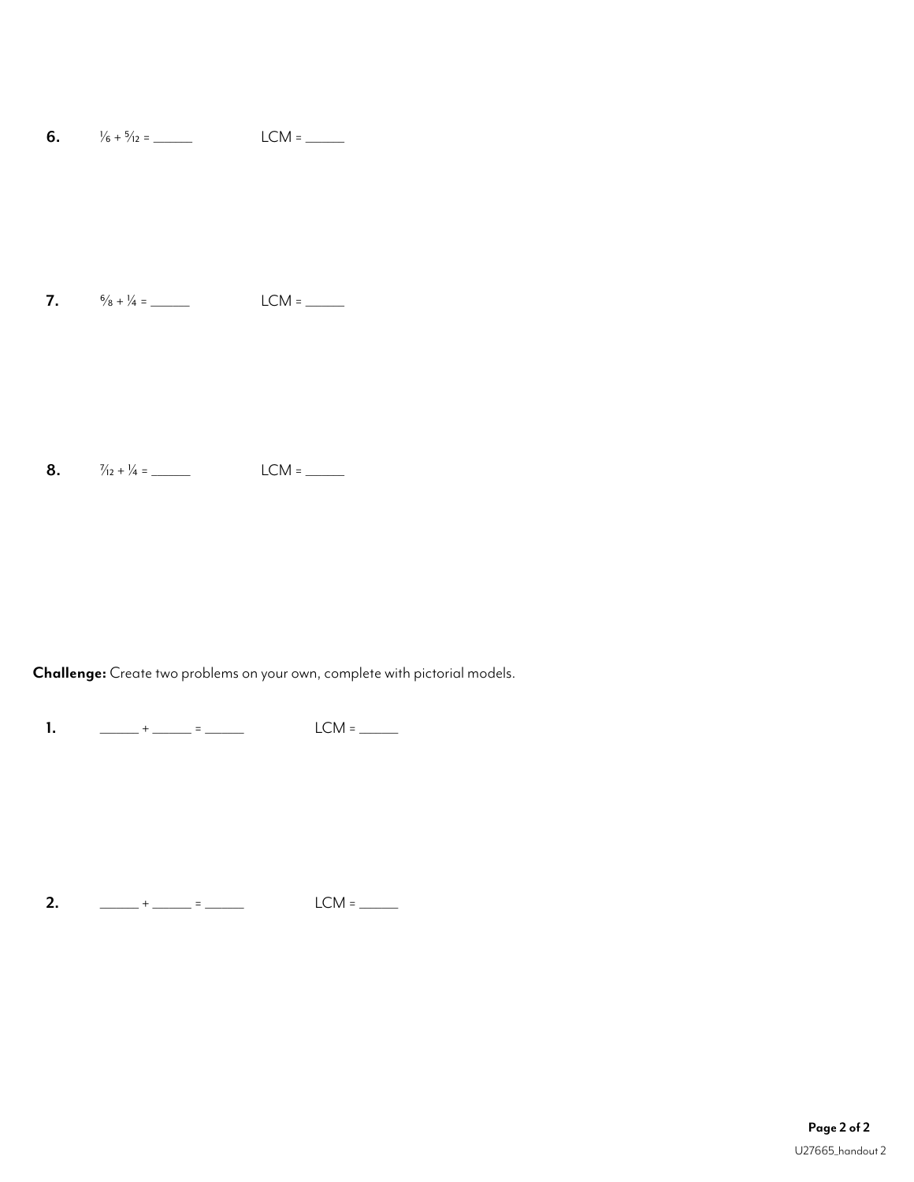**6.** $\frac{1}{6} + \frac{5}{12} =$ ______ LCM = ______

**7.** $\frac{6}{8} + \frac{1}{4} =$ ______ LCM = ______

**8.** $\frac{7}{12} + \frac{1}{4} =$ ______ LCM = ______

**Challenge:** Create two problems on your own, complete with pictorial models.

**1.** ______ + ______ = ______ LCM = ______

**2.** ______ + ______ = ______ LCM = ______

U27665_handout 2